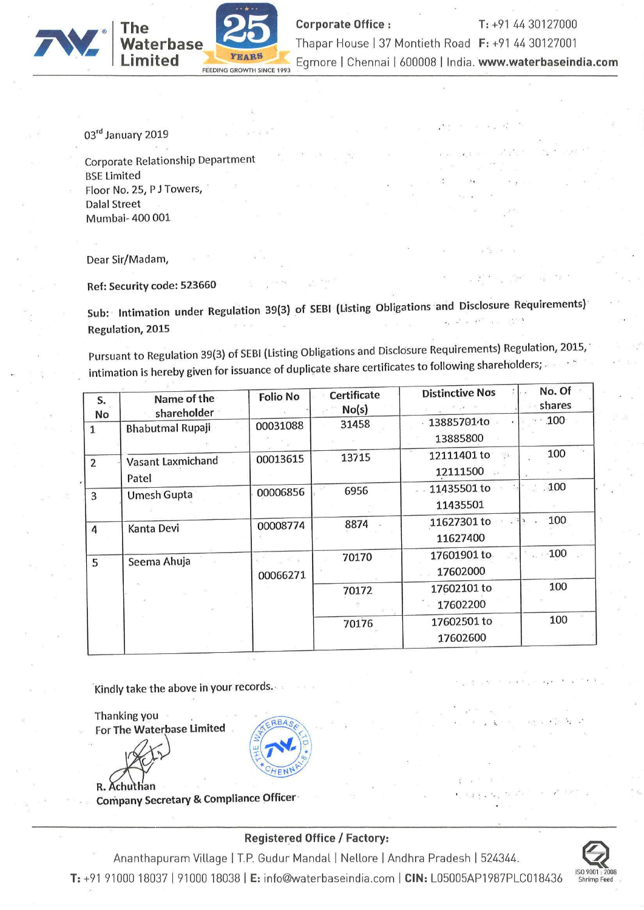# The Waterbase Limited

FEEDING GROWTH SINCE 1993

**Corporate Office :** Thapar House | 37 Montieth Road | Egmore | Chennai | 600008 | India.
T: +91 44 30127000
F: +91 44 30127001
**www.waterbaseindia.com**

03rd January 2019

Corporate Relationship Department
BSE Limited
Floor No. 25, P J Towers,
Dalal Street
Mumbai- 400 001

Dear Sir/Madam,

**Ref: Security code: 523660**

**Sub: Intimation under Regulation 39(3) of SEBI (Listing Obligations and Disclosure Requirements) Regulation, 2015**

Pursuant to Regulation 39(3) of SEBI (Listing Obligations and Disclosure Requirements) Regulation, 2015, intimation is hereby given for issuance of duplicate share certificates to following shareholders;

| S. No | Name of the shareholder | Folio No | Certificate No(s) | Distinctive Nos | No. Of shares |
|---|---|---|---|---|---|
| 1 | Bhabutmal Rupaji | 00031088 | 31458 | 13885701 to 13885800 | 100 |
| 2 | Vasant Laxmichand Patel | 00013615 | 13715 | 12111401 to 12111500 | 100 |
| 3 | Umesh Gupta | 00006856 | 6956 | 11435501 to 11435501 | 100 |
| 4 | Kanta Devi | 00008774 | 8874 | 11627301 to 11627400 | 100 |
| 5 | Seema Ahuja | 00066271 | 70170 | 17601901 to 17602000 | 100 |
| | | | 70172 | 17602101 to 17602200 | 100 |
| | | | 70176 | 17602501 to 17602600 | 100 |

Kindly take the above in your records.

Thanking you
For The Waterbase Limited

R. Achuthan
Company Secretary & Compliance Officer

**Registered Office / Factory:**
Ananthapuram Village | T.P. Gudur Mandal | Nellore | Andhra Pradesh | 524344.
**T:** +91 91000 18037 | 91000 18038 | **E:** info@waterbaseindia.com | **CIN:** L05005AP1987PLC018436

ISO 9001 : 2008 Shrimp Feed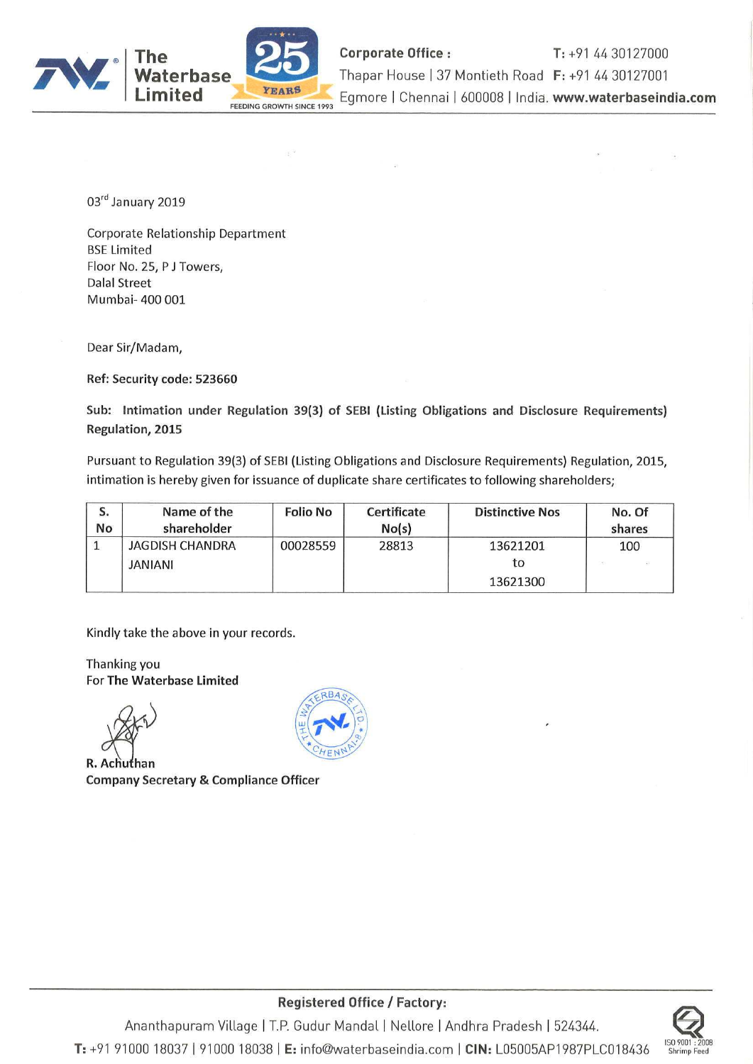03rd January 2019

Corporate Relationship Department
BSE Limited
Floor No. 25, P J Towers,
Dalal Street
Mumbai- 400 001

Dear Sir/Madam,

**Ref: Security code: 523660**

**Sub: Intimation under Regulation 39(3) of SEBI (Listing Obligations and Disclosure Requirements) Regulation, 2015**

Pursuant to Regulation 39(3) of SEBI (Listing Obligations and Disclosure Requirements) Regulation, 2015, intimation is hereby given for issuance of duplicate share certificates to following shareholders;

| S. No | Name of the shareholder | Folio No | Certificate No(s) | Distinctive Nos | No. Of shares |
|---|---|---|---|---|---|
| 1 | JAGDISH CHANDRA JANIANI | 00028559 | 28813 | 13621201 to 13621300 | 100 |

Kindly take the above in your records.

Thanking you
For **The Waterbase Limited**

**R. Achuthan**
**Company Secretary & Compliance Officer**